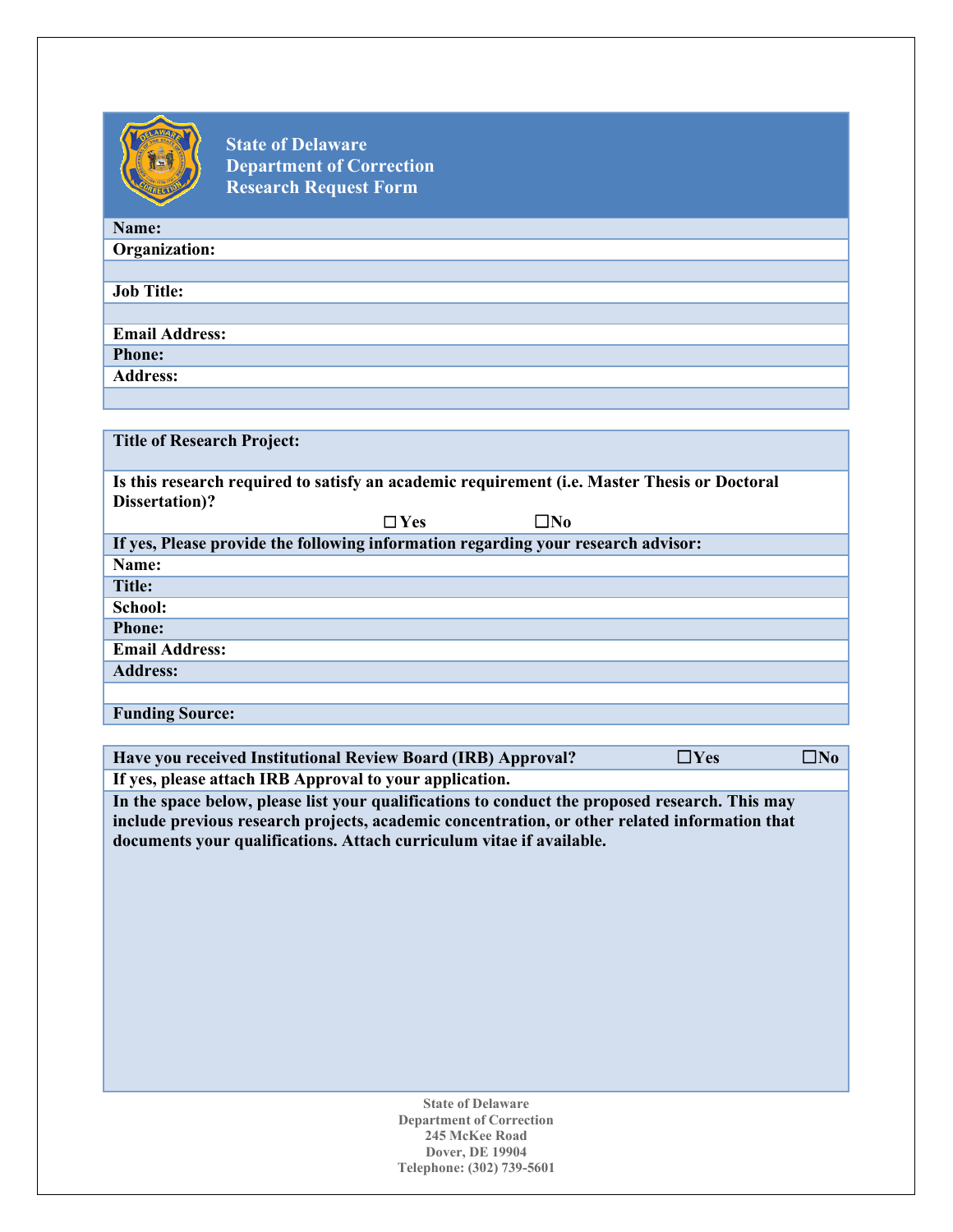# State of Delaware
# Department of Correction
# Research Request Form

| **Name:** |
|---|
| **Organization:** |
| |
| **Job Title:** |
| |
| **Email Address:** |
| **Phone:** |
| **Address:** |
| |

| **Title of Research Project:** |
|---|
| **Is this research required to satisfy an academic requirement (i.e. Master Thesis or Doctoral Dissertation)?** ☐ **Yes** ☐ **No** |
| **If yes, Please provide the following information regarding your research advisor:** |
| **Name:** |
| **Title:** |
| **School:** |
| **Phone:** |
| **Email Address:** |
| **Address:** |
| |
| **Funding Source:** |

| **Have you received Institutional Review Board (IRB) Approval?** ☐ **Yes** ☐ **No** |
|---|
| **If yes, please attach IRB Approval to your application.** |
| **In the space below, please list your qualifications to conduct the proposed research. This may include previous research projects, academic concentration, or other related information that documents your qualifications. Attach curriculum vitae if available.** |

State of Delaware
Department of Correction
245 McKee Road
Dover, DE 19904
Telephone: (302) 739-5601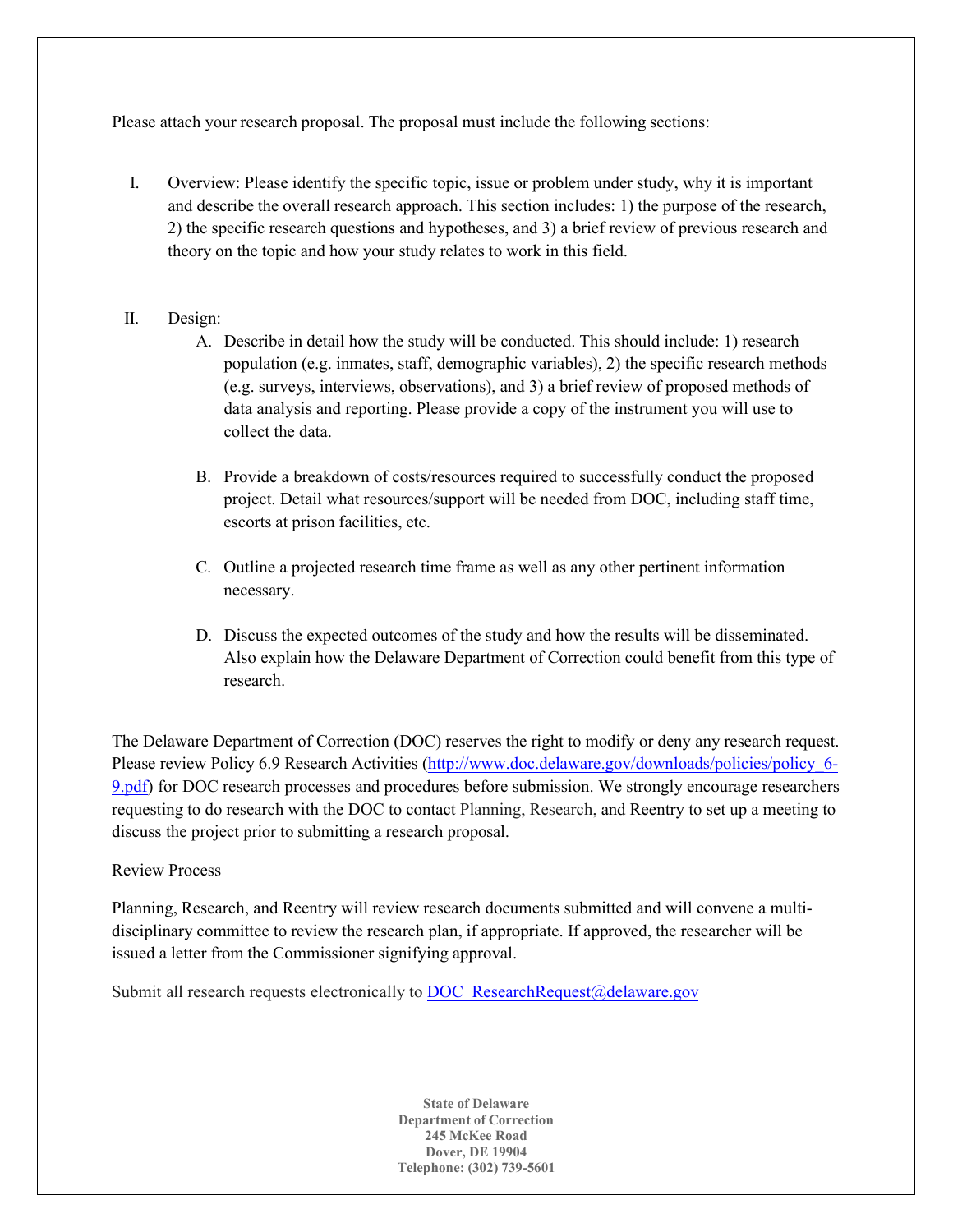Please attach your research proposal. The proposal must include the following sections:

I. Overview: Please identify the specific topic, issue or problem under study, why it is important and describe the overall research approach. This section includes: 1) the purpose of the research, 2) the specific research questions and hypotheses, and 3) a brief review of previous research and theory on the topic and how your study relates to work in this field.

II. Design:

   A. Describe in detail how the study will be conducted. This should include: 1) research population (e.g. inmates, staff, demographic variables), 2) the specific research methods (e.g. surveys, interviews, observations), and 3) a brief review of proposed methods of data analysis and reporting. Please provide a copy of the instrument you will use to collect the data.

   B. Provide a breakdown of costs/resources required to successfully conduct the proposed project. Detail what resources/support will be needed from DOC, including staff time, escorts at prison facilities, etc.

   C. Outline a projected research time frame as well as any other pertinent information necessary.

   D. Discuss the expected outcomes of the study and how the results will be disseminated. Also explain how the Delaware Department of Correction could benefit from this type of research.

The Delaware Department of Correction (DOC) reserves the right to modify or deny any research request. Please review Policy 6.9 Research Activities (http://www.doc.delaware.gov/downloads/policies/policy_6-9.pdf) for DOC research processes and procedures before submission. We strongly encourage researchers requesting to do research with the DOC to contact Planning, Research, and Reentry to set up a meeting to discuss the project prior to submitting a research proposal.

Review Process

Planning, Research, and Reentry will review research documents submitted and will convene a multi-disciplinary committee to review the research plan, if appropriate. If approved, the researcher will be issued a letter from the Commissioner signifying approval.

Submit all research requests electronically to DOC_ResearchRequest@delaware.gov

**State of Delaware**
**Department of Correction**
**245 McKee Road**
**Dover, DE 19904**
**Telephone: (302) 739-5601**